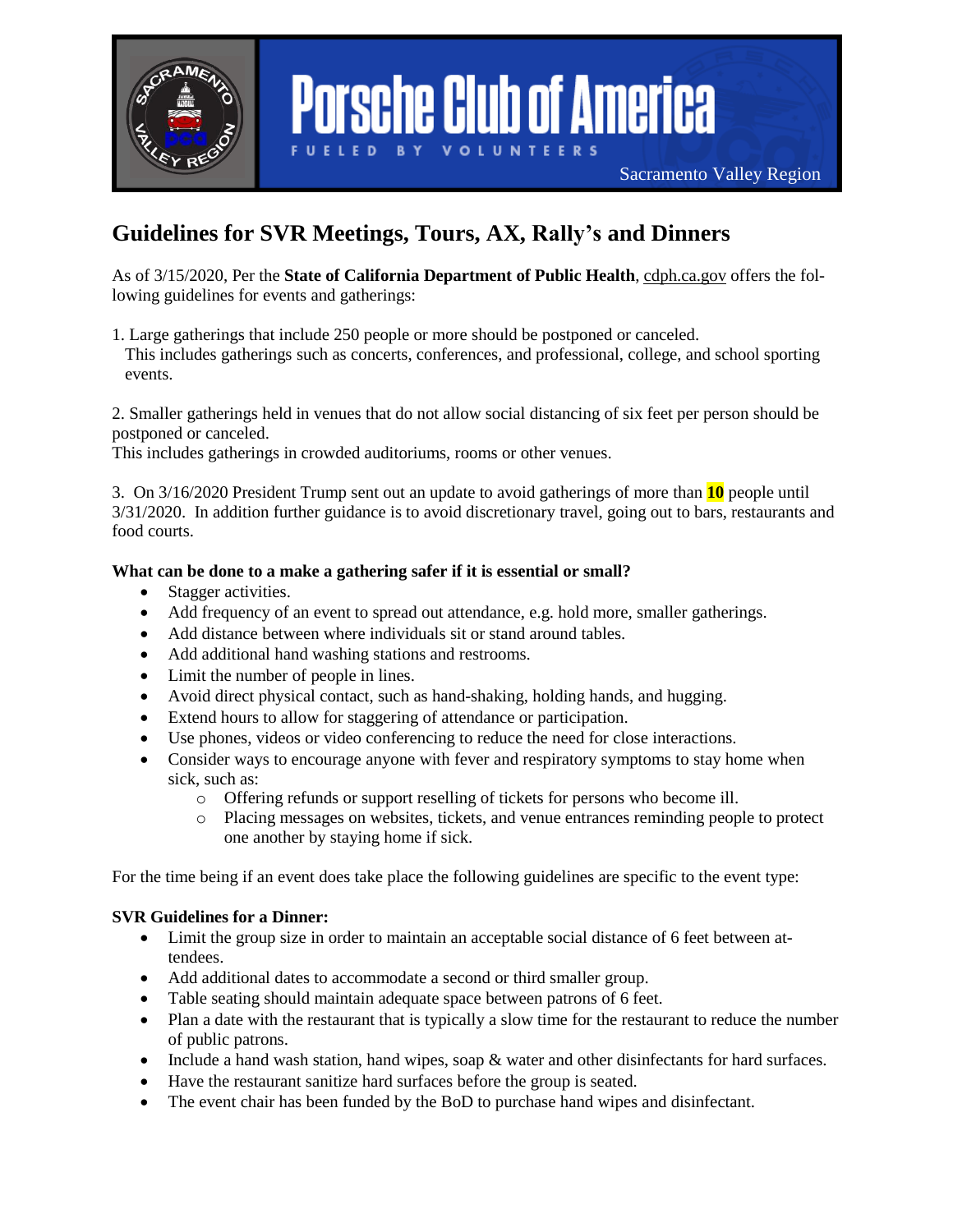Porsche Club of America

FUELED BY VOLUNTEERS

Sacramento Valley Region

# Guidelines for SVR Meetings, Tours, AX, Rally's and Dinners

As of 3/15/2020, Per the **State of California Department of Public Health**, cdph.ca.gov offers the following guidelines for events and gatherings:

1. Large gatherings that include 250 people or more should be postponed or canceled.
   This includes gatherings such as concerts, conferences, and professional, college, and school sporting events.

2. Smaller gatherings held in venues that do not allow social distancing of six feet per person should be postponed or canceled.
This includes gatherings in crowded auditoriums, rooms or other venues.

3. On 3/16/2020 President Trump sent out an update to avoid gatherings of more than **10** people until 3/31/2020. In addition further guidance is to avoid discretionary travel, going out to bars, restaurants and food courts.

**What can be done to a make a gathering safer if it is essential or small?**

- Stagger activities.
- Add frequency of an event to spread out attendance, e.g. hold more, smaller gatherings.
- Add distance between where individuals sit or stand around tables.
- Add additional hand washing stations and restrooms.
- Limit the number of people in lines.
- Avoid direct physical contact, such as hand-shaking, holding hands, and hugging.
- Extend hours to allow for staggering of attendance or participation.
- Use phones, videos or video conferencing to reduce the need for close interactions.
- Consider ways to encourage anyone with fever and respiratory symptoms to stay home when sick, such as:
  - Offering refunds or support reselling of tickets for persons who become ill.
  - Placing messages on websites, tickets, and venue entrances reminding people to protect one another by staying home if sick.

For the time being if an event does take place the following guidelines are specific to the event type:

**SVR Guidelines for a Dinner:**

- Limit the group size in order to maintain an acceptable social distance of 6 feet between attendees.
- Add additional dates to accommodate a second or third smaller group.
- Table seating should maintain adequate space between patrons of 6 feet.
- Plan a date with the restaurant that is typically a slow time for the restaurant to reduce the number of public patrons.
- Include a hand wash station, hand wipes, soap & water and other disinfectants for hard surfaces.
- Have the restaurant sanitize hard surfaces before the group is seated.
- The event chair has been funded by the BoD to purchase hand wipes and disinfectant.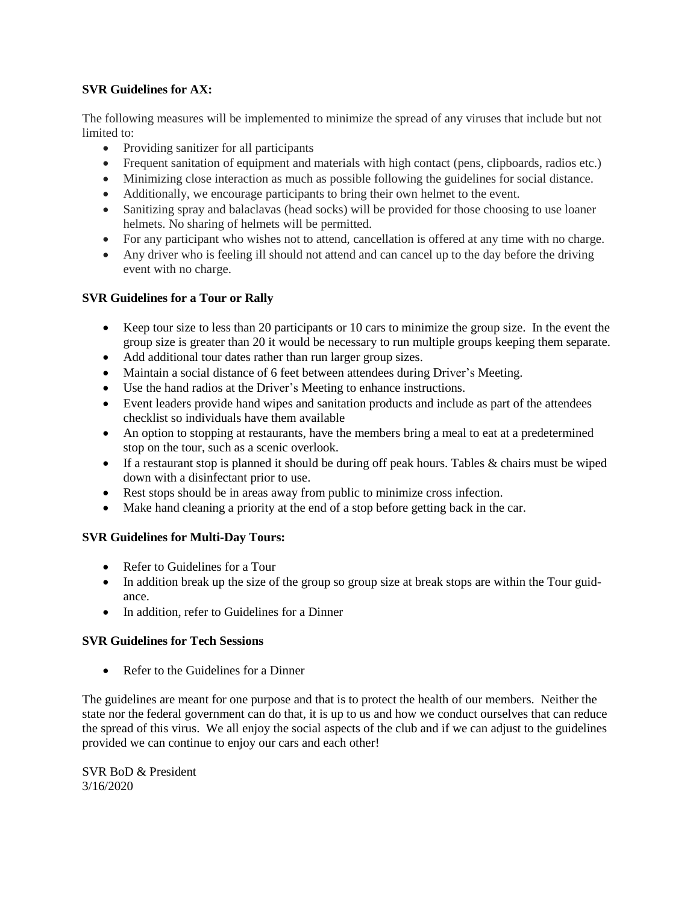**SVR Guidelines for AX:**

The following measures will be implemented to minimize the spread of any viruses that include but not limited to:

- Providing sanitizer for all participants
- Frequent sanitation of equipment and materials with high contact (pens, clipboards, radios etc.)
- Minimizing close interaction as much as possible following the guidelines for social distance.
- Additionally, we encourage participants to bring their own helmet to the event.
- Sanitizing spray and balaclavas (head socks) will be provided for those choosing to use loaner helmets. No sharing of helmets will be permitted.
- For any participant who wishes not to attend, cancellation is offered at any time with no charge.
- Any driver who is feeling ill should not attend and can cancel up to the day before the driving event with no charge.

**SVR Guidelines for a Tour or Rally**

- Keep tour size to less than 20 participants or 10 cars to minimize the group size. In the event the group size is greater than 20 it would be necessary to run multiple groups keeping them separate.
- Add additional tour dates rather than run larger group sizes.
- Maintain a social distance of 6 feet between attendees during Driver's Meeting.
- Use the hand radios at the Driver's Meeting to enhance instructions.
- Event leaders provide hand wipes and sanitation products and include as part of the attendees checklist so individuals have them available
- An option to stopping at restaurants, have the members bring a meal to eat at a predetermined stop on the tour, such as a scenic overlook.
- If a restaurant stop is planned it should be during off peak hours. Tables & chairs must be wiped down with a disinfectant prior to use.
- Rest stops should be in areas away from public to minimize cross infection.
- Make hand cleaning a priority at the end of a stop before getting back in the car.

**SVR Guidelines for Multi-Day Tours:**

- Refer to Guidelines for a Tour
- In addition break up the size of the group so group size at break stops are within the Tour guidance.
- In addition, refer to Guidelines for a Dinner

**SVR Guidelines for Tech Sessions**

- Refer to the Guidelines for a Dinner

The guidelines are meant for one purpose and that is to protect the health of our members. Neither the state nor the federal government can do that, it is up to us and how we conduct ourselves that can reduce the spread of this virus. We all enjoy the social aspects of the club and if we can adjust to the guidelines provided we can continue to enjoy our cars and each other!

SVR BoD & President
3/16/2020